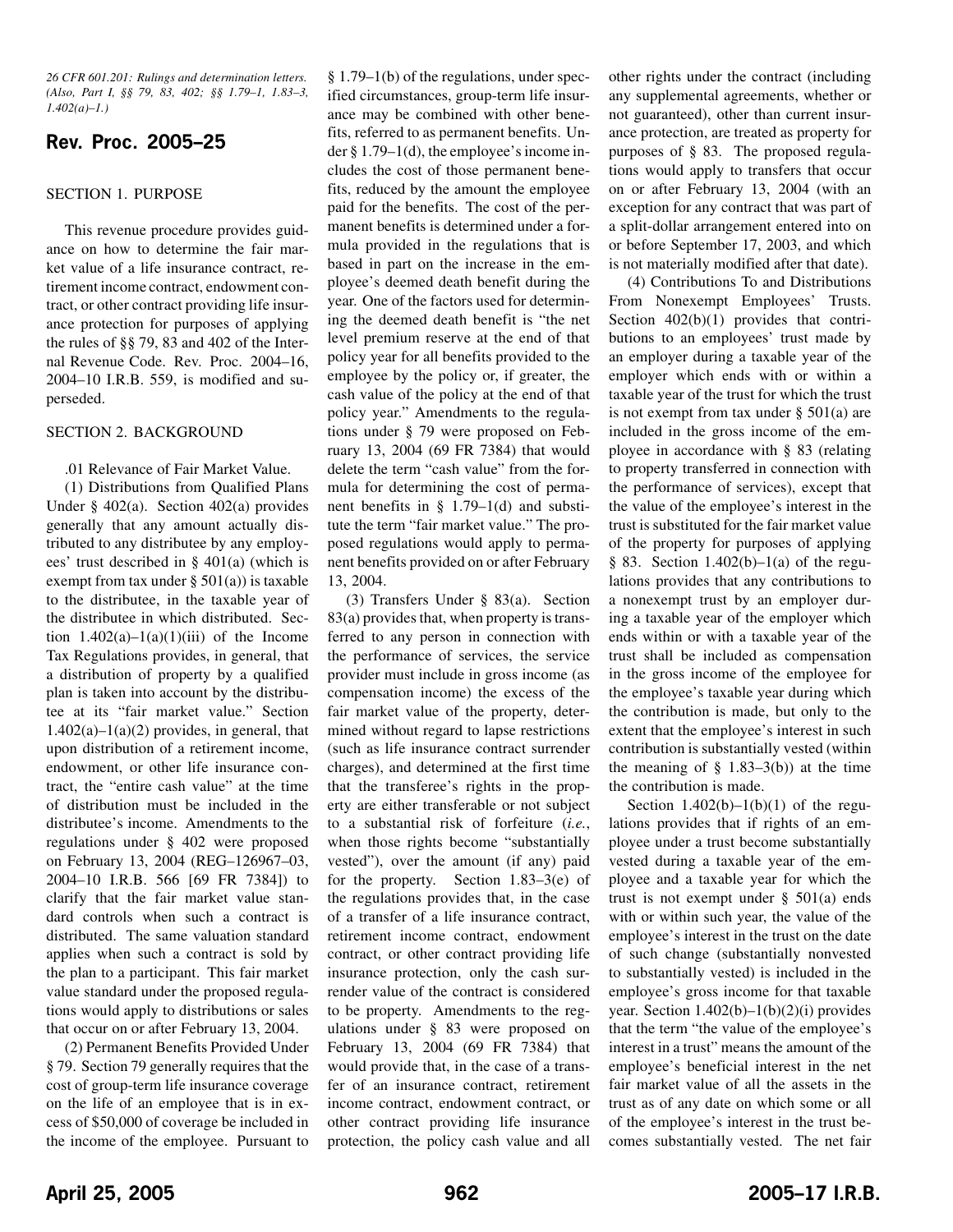*26 CFR 601.201: Rulings and determination letters. (Also, Part I, §§ 79, 83, 402; §§ 1.79–1, 1.83–3, 1.402(a)–1.)*

# Rev. Proc. 2005–25

## SECTION 1. PURPOSE

This revenue procedure provides guidance on how to determine the fair market value of a life insurance contract, retirement income contract, endowment contract, or other contract providing life insurance protection for purposes of applying the rules of §§ 79, 83 and 402 of the Internal Revenue Code. Rev. Proc. 2004–16, 2004–10 I.R.B. 559, is modified and superseded.

## SECTION 2. BACKGROUND

.01 Relevance of Fair Market Value.

(1) Distributions from Qualified Plans Under § 402(a). Section 402(a) provides generally that any amount actually distributed to any distributee by any employees' trust described in § 401(a) (which is exempt from tax under § 501(a)) is taxable to the distributee, in the taxable year of the distributee in which distributed. Section 1.402(a)–1(a)(1)(iii) of the Income Tax Regulations provides, in general, that a distribution of property by a qualified plan is taken into account by the distributee at its "fair market value." Section 1.402(a)–1(a)(2) provides, in general, that upon distribution of a retirement income, endowment, or other life insurance contract, the "entire cash value" at the time of distribution must be included in the distributee's income. Amendments to the regulations under § 402 were proposed on February 13, 2004 (REG–126967–03, 2004–10 I.R.B. 566 [69 FR 7384]) to clarify that the fair market value standard controls when such a contract is distributed. The same valuation standard applies when such a contract is sold by the plan to a participant. This fair market value standard under the proposed regulations would apply to distributions or sales that occur on or after February 13, 2004.

(2) Permanent Benefits Provided Under § 79. Section 79 generally requires that the cost of group-term life insurance coverage on the life of an employee that is in excess of $50,000 of coverage be included in the income of the employee. Pursuant to § 1.79–1(b) of the regulations, under specified circumstances, group-term life insurance may be combined with other benefits, referred to as permanent benefits. Under § 1.79–1(d), the employee's income includes the cost of those permanent benefits, reduced by the amount the employee paid for the benefits. The cost of the permanent benefits is determined under a formula provided in the regulations that is based in part on the increase in the employee's deemed death benefit during the year. One of the factors used for determining the deemed death benefit is "the net level premium reserve at the end of that policy year for all benefits provided to the employee by the policy or, if greater, the cash value of the policy at the end of that policy year." Amendments to the regulations under § 79 were proposed on February 13, 2004 (69 FR 7384) that would delete the term "cash value" from the formula for determining the cost of permanent benefits in § 1.79–1(d) and substitute the term "fair market value." The proposed regulations would apply to permanent benefits provided on or after February 13, 2004.

(3) Transfers Under § 83(a). Section 83(a) provides that, when property is transferred to any person in connection with the performance of services, the service provider must include in gross income (as compensation income) the excess of the fair market value of the property, determined without regard to lapse restrictions (such as life insurance contract surrender charges), and determined at the first time that the transferee's rights in the property are either transferable or not subject to a substantial risk of forfeiture (*i.e.*, when those rights become "substantially vested"), over the amount (if any) paid for the property. Section 1.83–3(e) of the regulations provides that, in the case of a transfer of a life insurance contract, retirement income contract, endowment contract, or other contract providing life insurance protection, only the cash surrender value of the contract is considered to be property. Amendments to the regulations under § 83 were proposed on February 13, 2004 (69 FR 7384) that would provide that, in the case of a transfer of an insurance contract, retirement income contract, endowment contract, or other contract providing life insurance protection, the policy cash value and all other rights under the contract (including any supplemental agreements, whether or not guaranteed), other than current insurance protection, are treated as property for purposes of § 83. The proposed regulations would apply to transfers that occur on or after February 13, 2004 (with an exception for any contract that was part of a split-dollar arrangement entered into on or before September 17, 2003, and which is not materially modified after that date).

(4) Contributions To and Distributions From Nonexempt Employees' Trusts. Section 402(b)(1) provides that contributions to an employees' trust made by an employer during a taxable year of the employer which ends with or within a taxable year of the trust for which the trust is not exempt from tax under § 501(a) are included in the gross income of the employee in accordance with § 83 (relating to property transferred in connection with the performance of services), except that the value of the employee's interest in the trust is substituted for the fair market value of the property for purposes of applying § 83. Section 1.402(b)–1(a) of the regulations provides that any contributions to a nonexempt trust by an employer during a taxable year of the employer which ends within or with a taxable year of the trust shall be included as compensation in the gross income of the employee for the employee's taxable year during which the contribution is made, but only to the extent that the employee's interest in such contribution is substantially vested (within the meaning of § 1.83–3(b)) at the time the contribution is made.

Section 1.402(b)–1(b)(1) of the regulations provides that if rights of an employee under a trust become substantially vested during a taxable year of the employee and a taxable year for which the trust is not exempt under § 501(a) ends with or within such year, the value of the employee's interest in the trust on the date of such change (substantially nonvested to substantially vested) is included in the employee's gross income for that taxable year. Section 1.402(b)–1(b)(2)(i) provides that the term "the value of the employee's interest in a trust" means the amount of the employee's beneficial interest in the net fair market value of all the assets in the trust as of any date on which some or all of the employee's interest in the trust becomes substantially vested. The net fair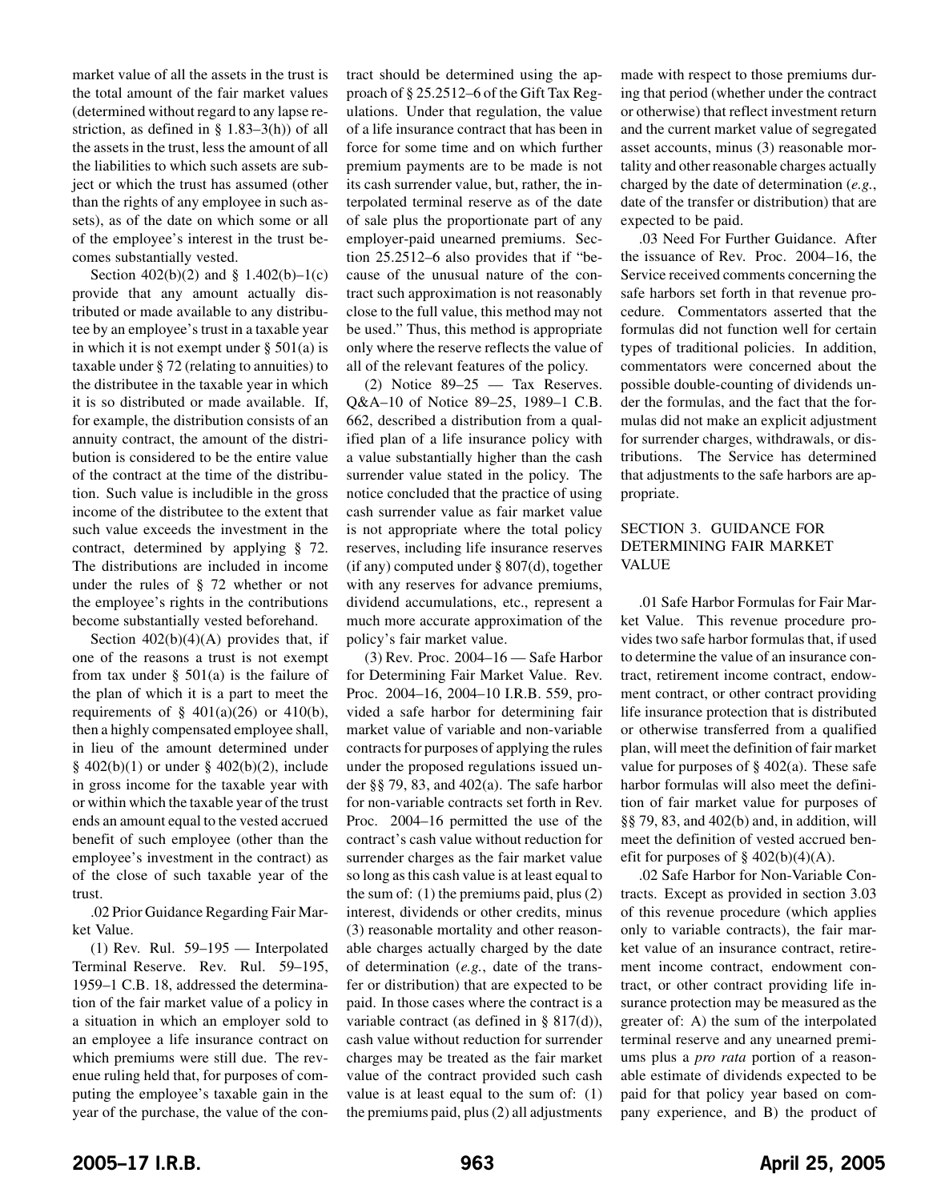market value of all the assets in the trust is the total amount of the fair market values (determined without regard to any lapse restriction, as defined in § 1.83–3(h)) of all the assets in the trust, less the amount of all the liabilities to which such assets are subject or which the trust has assumed (other than the rights of any employee in such assets), as of the date on which some or all of the employee's interest in the trust becomes substantially vested.

Section 402(b)(2) and § 1.402(b)–1(c) provide that any amount actually distributed or made available to any distributee by an employee's trust in a taxable year in which it is not exempt under § 501(a) is taxable under § 72 (relating to annuities) to the distributee in the taxable year in which it is so distributed or made available. If, for example, the distribution consists of an annuity contract, the amount of the distribution is considered to be the entire value of the contract at the time of the distribution. Such value is includible in the gross income of the distributee to the extent that such value exceeds the investment in the contract, determined by applying § 72. The distributions are included in income under the rules of § 72 whether or not the employee's rights in the contributions become substantially vested beforehand.

Section 402(b)(4)(A) provides that, if one of the reasons a trust is not exempt from tax under § 501(a) is the failure of the plan of which it is a part to meet the requirements of § 401(a)(26) or 410(b), then a highly compensated employee shall, in lieu of the amount determined under § 402(b)(1) or under § 402(b)(2), include in gross income for the taxable year with or within which the taxable year of the trust ends an amount equal to the vested accrued benefit of such employee (other than the employee's investment in the contract) as of the close of such taxable year of the trust.

.02 Prior Guidance Regarding Fair Market Value.

(1) Rev. Rul. 59–195 — Interpolated Terminal Reserve. Rev. Rul. 59–195, 1959–1 C.B. 18, addressed the determination of the fair market value of a policy in a situation in which an employer sold to an employee a life insurance contract on which premiums were still due. The revenue ruling held that, for purposes of computing the employee's taxable gain in the year of the purchase, the value of the contract should be determined using the approach of § 25.2512–6 of the Gift Tax Regulations. Under that regulation, the value of a life insurance contract that has been in force for some time and on which further premium payments are to be made is not its cash surrender value, but, rather, the interpolated terminal reserve as of the date of sale plus the proportionate part of any employer-paid unearned premiums. Section 25.2512–6 also provides that if "because of the unusual nature of the contract such approximation is not reasonably close to the full value, this method may not be used." Thus, this method is appropriate only where the reserve reflects the value of all of the relevant features of the policy.

(2) Notice 89–25 — Tax Reserves. Q&A–10 of Notice 89–25, 1989–1 C.B. 662, described a distribution from a qualified plan of a life insurance policy with a value substantially higher than the cash surrender value stated in the policy. The notice concluded that the practice of using cash surrender value as fair market value is not appropriate where the total policy reserves, including life insurance reserves (if any) computed under § 807(d), together with any reserves for advance premiums, dividend accumulations, etc., represent a much more accurate approximation of the policy's fair market value.

(3) Rev. Proc. 2004–16 — Safe Harbor for Determining Fair Market Value. Rev. Proc. 2004–16, 2004–10 I.R.B. 559, provided a safe harbor for determining fair market value of variable and non-variable contracts for purposes of applying the rules under the proposed regulations issued under §§ 79, 83, and 402(a). The safe harbor for non-variable contracts set forth in Rev. Proc. 2004–16 permitted the use of the contract's cash value without reduction for surrender charges as the fair market value so long as this cash value is at least equal to the sum of: (1) the premiums paid, plus (2) interest, dividends or other credits, minus (3) reasonable mortality and other reasonable charges actually charged by the date of determination (*e.g.*, date of the transfer or distribution) that are expected to be paid. In those cases where the contract is a variable contract (as defined in § 817(d)), cash value without reduction for surrender charges may be treated as the fair market value of the contract provided such cash value is at least equal to the sum of: (1) the premiums paid, plus (2) all adjustments made with respect to those premiums during that period (whether under the contract or otherwise) that reflect investment return and the current market value of segregated asset accounts, minus (3) reasonable mortality and other reasonable charges actually charged by the date of determination (*e.g.*, date of the transfer or distribution) that are expected to be paid.

.03 Need For Further Guidance. After the issuance of Rev. Proc. 2004–16, the Service received comments concerning the safe harbors set forth in that revenue procedure. Commentators asserted that the formulas did not function well for certain types of traditional policies. In addition, commentators were concerned about the possible double-counting of dividends under the formulas, and the fact that the formulas did not make an explicit adjustment for surrender charges, withdrawals, or distributions. The Service has determined that adjustments to the safe harbors are appropriate.

## SECTION 3. GUIDANCE FOR DETERMINING FAIR MARKET VALUE

.01 Safe Harbor Formulas for Fair Market Value. This revenue procedure provides two safe harbor formulas that, if used to determine the value of an insurance contract, retirement income contract, endowment contract, or other contract providing life insurance protection that is distributed or otherwise transferred from a qualified plan, will meet the definition of fair market value for purposes of § 402(a). These safe harbor formulas will also meet the definition of fair market value for purposes of §§ 79, 83, and 402(b) and, in addition, will meet the definition of vested accrued benefit for purposes of § 402(b)(4)(A).

.02 Safe Harbor for Non-Variable Contracts. Except as provided in section 3.03 of this revenue procedure (which applies only to variable contracts), the fair market value of an insurance contract, retirement income contract, endowment contract, or other contract providing life insurance protection may be measured as the greater of: A) the sum of the interpolated terminal reserve and any unearned premiums plus a *pro rata* portion of a reasonable estimate of dividends expected to be paid for that policy year based on company experience, and B) the product of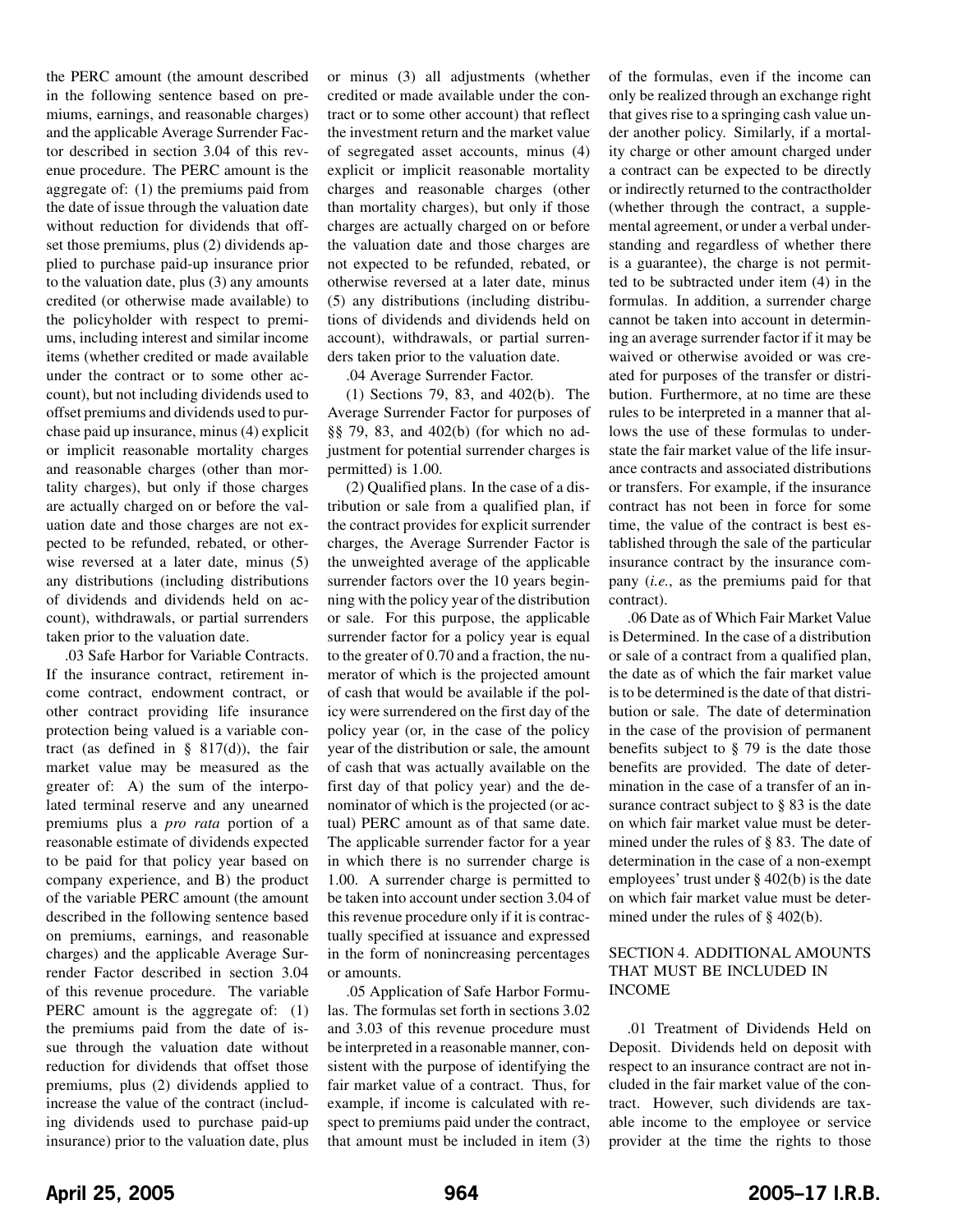the PERC amount (the amount described in the following sentence based on premiums, earnings, and reasonable charges) and the applicable Average Surrender Factor described in section 3.04 of this revenue procedure. The PERC amount is the aggregate of: (1) the premiums paid from the date of issue through the valuation date without reduction for dividends that offset those premiums, plus (2) dividends applied to purchase paid-up insurance prior to the valuation date, plus (3) any amounts credited (or otherwise made available) to the policyholder with respect to premiums, including interest and similar income items (whether credited or made available under the contract or to some other account), but not including dividends used to offset premiums and dividends used to purchase paid up insurance, minus (4) explicit or implicit reasonable mortality charges and reasonable charges (other than mortality charges), but only if those charges are actually charged on or before the valuation date and those charges are not expected to be refunded, rebated, or otherwise reversed at a later date, minus (5) any distributions (including distributions of dividends and dividends held on account), withdrawals, or partial surrenders taken prior to the valuation date.

.03 Safe Harbor for Variable Contracts. If the insurance contract, retirement income contract, endowment contract, or other contract providing life insurance protection being valued is a variable contract (as defined in § 817(d)), the fair market value may be measured as the greater of: A) the sum of the interpolated terminal reserve and any unearned premiums plus a *pro rata* portion of a reasonable estimate of dividends expected to be paid for that policy year based on company experience, and B) the product of the variable PERC amount (the amount described in the following sentence based on premiums, earnings, and reasonable charges) and the applicable Average Surrender Factor described in section 3.04 of this revenue procedure. The variable PERC amount is the aggregate of: (1) the premiums paid from the date of issue through the valuation date without reduction for dividends that offset those premiums, plus (2) dividends applied to increase the value of the contract (including dividends used to purchase paid-up insurance) prior to the valuation date, plus or minus (3) all adjustments (whether credited or made available under the contract or to some other account) that reflect the investment return and the market value of segregated asset accounts, minus (4) explicit or implicit reasonable mortality charges and reasonable charges (other than mortality charges), but only if those charges are actually charged on or before the valuation date and those charges are not expected to be refunded, rebated, or otherwise reversed at a later date, minus (5) any distributions (including distributions of dividends and dividends held on account), withdrawals, or partial surrenders taken prior to the valuation date.

.04 Average Surrender Factor.

(1) Sections 79, 83, and 402(b). The Average Surrender Factor for purposes of §§ 79, 83, and 402(b) (for which no adjustment for potential surrender charges is permitted) is 1.00.

(2) Qualified plans. In the case of a distribution or sale from a qualified plan, if the contract provides for explicit surrender charges, the Average Surrender Factor is the unweighted average of the applicable surrender factors over the 10 years beginning with the policy year of the distribution or sale. For this purpose, the applicable surrender factor for a policy year is equal to the greater of 0.70 and a fraction, the numerator of which is the projected amount of cash that would be available if the policy were surrendered on the first day of the policy year (or, in the case of the policy year of the distribution or sale, the amount of cash that was actually available on the first day of that policy year) and the denominator of which is the projected (or actual) PERC amount as of that same date. The applicable surrender factor for a year in which there is no surrender charge is 1.00. A surrender charge is permitted to be taken into account under section 3.04 of this revenue procedure only if it is contractually specified at issuance and expressed in the form of nonincreasing percentages or amounts.

.05 Application of Safe Harbor Formulas. The formulas set forth in sections 3.02 and 3.03 of this revenue procedure must be interpreted in a reasonable manner, consistent with the purpose of identifying the fair market value of a contract. Thus, for example, if income is calculated with respect to premiums paid under the contract, that amount must be included in item (3) of the formulas, even if the income can only be realized through an exchange right that gives rise to a springing cash value under another policy. Similarly, if a mortality charge or other amount charged under a contract can be expected to be directly or indirectly returned to the contractholder (whether through the contract, a supplemental agreement, or under a verbal understanding and regardless of whether there is a guarantee), the charge is not permitted to be subtracted under item (4) in the formulas. In addition, a surrender charge cannot be taken into account in determining an average surrender factor if it may be waived or otherwise avoided or was created for purposes of the transfer or distribution. Furthermore, at no time are these rules to be interpreted in a manner that allows the use of these formulas to understate the fair market value of the life insurance contracts and associated distributions or transfers. For example, if the insurance contract has not been in force for some time, the value of the contract is best established through the sale of the particular insurance contract by the insurance company (*i.e.*, as the premiums paid for that contract).

.06 Date as of Which Fair Market Value is Determined. In the case of a distribution or sale of a contract from a qualified plan, the date as of which the fair market value is to be determined is the date of that distribution or sale. The date of determination in the case of the provision of permanent benefits subject to § 79 is the date those benefits are provided. The date of determination in the case of a transfer of an insurance contract subject to § 83 is the date on which fair market value must be determined under the rules of § 83. The date of determination in the case of a non-exempt employees' trust under § 402(b) is the date on which fair market value must be determined under the rules of § 402(b).

## SECTION 4. ADDITIONAL AMOUNTS THAT MUST BE INCLUDED IN INCOME

.01 Treatment of Dividends Held on Deposit. Dividends held on deposit with respect to an insurance contract are not included in the fair market value of the contract. However, such dividends are taxable income to the employee or service provider at the time the rights to those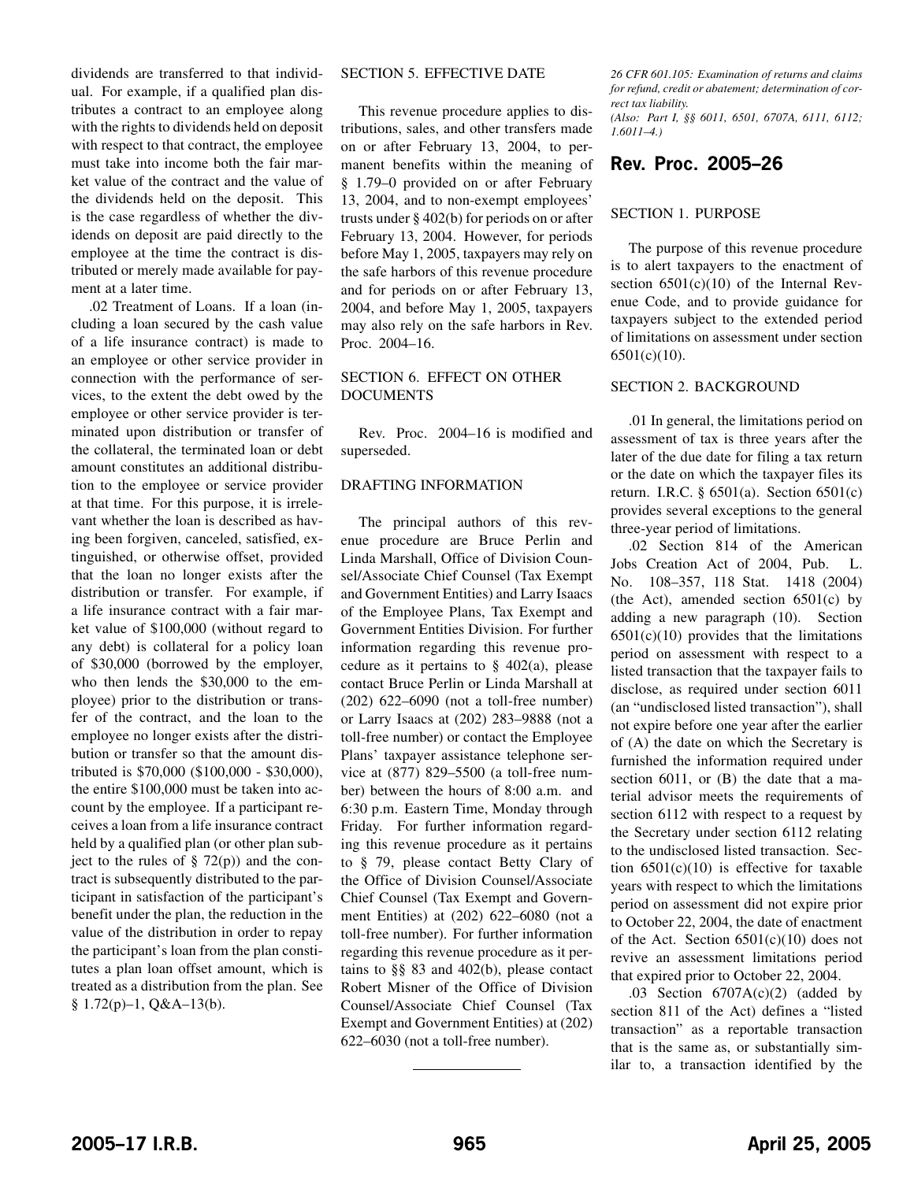dividends are transferred to that individual. For example, if a qualified plan distributes a contract to an employee along with the rights to dividends held on deposit with respect to that contract, the employee must take into income both the fair market value of the contract and the value of the dividends held on the deposit. This is the case regardless of whether the dividends on deposit are paid directly to the employee at the time the contract is distributed or merely made available for payment at a later time.

.02 Treatment of Loans. If a loan (including a loan secured by the cash value of a life insurance contract) is made to an employee or other service provider in connection with the performance of services, to the extent the debt owed by the employee or other service provider is terminated upon distribution or transfer of the collateral, the terminated loan or debt amount constitutes an additional distribution to the employee or service provider at that time. For this purpose, it is irrelevant whether the loan is described as having been forgiven, canceled, satisfied, extinguished, or otherwise offset, provided that the loan no longer exists after the distribution or transfer. For example, if a life insurance contract with a fair market value of $100,000 (without regard to any debt) is collateral for a policy loan of $30,000 (borrowed by the employer, who then lends the $30,000 to the employee) prior to the distribution or transfer of the contract, and the loan to the employee no longer exists after the distribution or transfer so that the amount distributed is $70,000 ($100,000 - $30,000), the entire $100,000 must be taken into account by the employee. If a participant receives a loan from a life insurance contract held by a qualified plan (or other plan subject to the rules of § 72(p)) and the contract is subsequently distributed to the participant in satisfaction of the participant's benefit under the plan, the reduction in the value of the distribution in order to repay the participant's loan from the plan constitutes a plan loan offset amount, which is treated as a distribution from the plan. See § 1.72(p)–1, Q&A–13(b).

SECTION 5. EFFECTIVE DATE

This revenue procedure applies to distributions, sales, and other transfers made on or after February 13, 2004, to permanent benefits within the meaning of § 1.79–0 provided on or after February 13, 2004, and to non-exempt employees' trusts under § 402(b) for periods on or after February 13, 2004. However, for periods before May 1, 2005, taxpayers may rely on the safe harbors of this revenue procedure and for periods on or after February 13, 2004, and before May 1, 2005, taxpayers may also rely on the safe harbors in Rev. Proc. 2004–16.

SECTION 6. EFFECT ON OTHER DOCUMENTS

Rev. Proc. 2004–16 is modified and superseded.

DRAFTING INFORMATION

The principal authors of this revenue procedure are Bruce Perlin and Linda Marshall, Office of Division Counsel/Associate Chief Counsel (Tax Exempt and Government Entities) and Larry Isaacs of the Employee Plans, Tax Exempt and Government Entities Division. For further information regarding this revenue procedure as it pertains to § 402(a), please contact Bruce Perlin or Linda Marshall at (202) 622–6090 (not a toll-free number) or Larry Isaacs at (202) 283–9888 (not a toll-free number) or contact the Employee Plans' taxpayer assistance telephone service at (877) 829–5500 (a toll-free number) between the hours of 8:00 a.m. and 6:30 p.m. Eastern Time, Monday through Friday. For further information regarding this revenue procedure as it pertains to § 79, please contact Betty Clary of the Office of Division Counsel/Associate Chief Counsel (Tax Exempt and Government Entities) at (202) 622–6080 (not a toll-free number). For further information regarding this revenue procedure as it pertains to §§ 83 and 402(b), please contact Robert Misner of the Office of Division Counsel/Associate Chief Counsel (Tax Exempt and Government Entities) at (202) 622–6030 (not a toll-free number).

---

*26 CFR 601.105: Examination of returns and claims for refund, credit or abatement; determination of correct tax liability.*
*(Also: Part I, §§ 6011, 6501, 6707A, 6111, 6112; 1.6011–4.)*

## Rev. Proc. 2005–26

SECTION 1. PURPOSE

The purpose of this revenue procedure is to alert taxpayers to the enactment of section 6501(c)(10) of the Internal Revenue Code, and to provide guidance for taxpayers subject to the extended period of limitations on assessment under section 6501(c)(10).

SECTION 2. BACKGROUND

.01 In general, the limitations period on assessment of tax is three years after the later of the due date for filing a tax return or the date on which the taxpayer files its return. I.R.C. § 6501(a). Section 6501(c) provides several exceptions to the general three-year period of limitations.

.02 Section 814 of the American Jobs Creation Act of 2004, Pub. L. No. 108–357, 118 Stat. 1418 (2004) (the Act), amended section 6501(c) by adding a new paragraph (10). Section 6501(c)(10) provides that the limitations period on assessment with respect to a listed transaction that the taxpayer fails to disclose, as required under section 6011 (an "undisclosed listed transaction"), shall not expire before one year after the earlier of (A) the date on which the Secretary is furnished the information required under section 6011, or (B) the date that a material advisor meets the requirements of section 6112 with respect to a request by the Secretary under section 6112 relating to the undisclosed listed transaction. Section 6501(c)(10) is effective for taxable years with respect to which the limitations period on assessment did not expire prior to October 22, 2004, the date of enactment of the Act. Section 6501(c)(10) does not revive an assessment limitations period that expired prior to October 22, 2004.

.03 Section 6707A(c)(2) (added by section 811 of the Act) defines a "listed transaction" as a reportable transaction that is the same as, or substantially similar to, a transaction identified by the